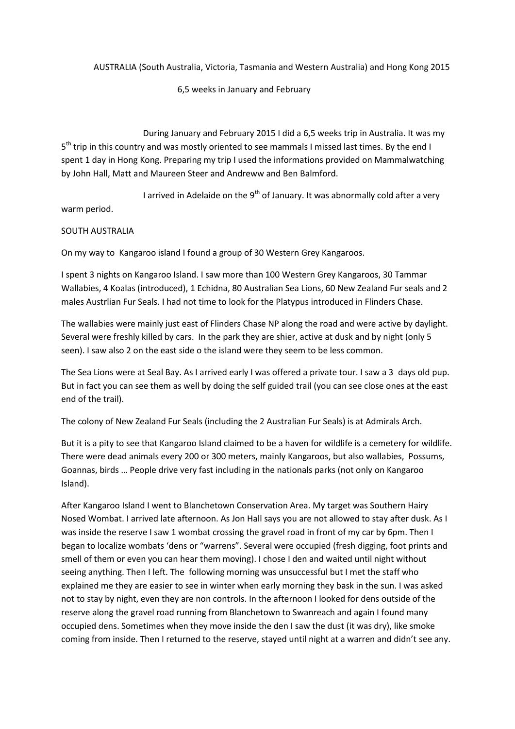AUSTRALIA (South Australia, Victoria, Tasmania and Western Australia) and Hong Kong 2015

6,5 weeks in January and February

During January and February 2015 I did a 6,5 weeks trip in Australia. It was my 5th trip in this country and was mostly oriented to see mammals I missed last times. By the end I spent 1 day in Hong Kong. Preparing my trip I used the informations provided on Mammalwatching by John Hall, Matt and Maureen Steer and Andreww and Ben Balmford.

I arrived in Adelaide on the 9th of January. It was abnormally cold after a very warm period.

## SOUTH AUSTRALIA

On my way to Kangaroo island I found a group of 30 Western Grey Kangaroos.

I spent 3 nights on Kangaroo Island. I saw more than 100 Western Grey Kangaroos, 30 Tammar Wallabies, 4 Koalas (introduced), 1 Echidna, 80 Australian Sea Lions, 60 New Zealand Fur seals and 2 males Austrlian Fur Seals. I had not time to look for the Platypus introduced in Flinders Chase.

The wallabies were mainly just east of Flinders Chase NP along the road and were active by daylight. Several were freshly killed by cars. In the park they are shier, active at dusk and by night (only 5 seen). I saw also 2 on the east side o the island were they seem to be less common.

The Sea Lions were at Seal Bay. As I arrived early I was offered a private tour. I saw a 3 days old pup. But in fact you can see them as well by doing the self guided trail (you can see close ones at the east end of the trail).

The colony of New Zealand Fur Seals (including the 2 Australian Fur Seals) is at Admirals Arch.

But it is a pity to see that Kangaroo Island claimed to be a haven for wildlife is a cemetery for wildlife. There were dead animals every 200 or 300 meters, mainly Kangaroos, but also wallabies, Possums, Goannas, birds … People drive very fast including in the nationals parks (not only on Kangaroo Island).

After Kangaroo Island I went to Blanchetown Conservation Area. My target was Southern Hairy Nosed Wombat. I arrived late afternoon. As Jon Hall says you are not allowed to stay after dusk. As I was inside the reserve I saw 1 wombat crossing the gravel road in front of my car by 6pm. Then I began to localize wombats 'dens or "warrens". Several were occupied (fresh digging, foot prints and smell of them or even you can hear them moving). I chose I den and waited until night without seeing anything. Then I left. The following morning was unsuccessful but I met the staff who explained me they are easier to see in winter when early morning they bask in the sun. I was asked not to stay by night, even they are non controls. In the afternoon I looked for dens outside of the reserve along the gravel road running from Blanchetown to Swanreach and again I found many occupied dens. Sometimes when they move inside the den I saw the dust (it was dry), like smoke coming from inside. Then I returned to the reserve, stayed until night at a warren and didn't see any.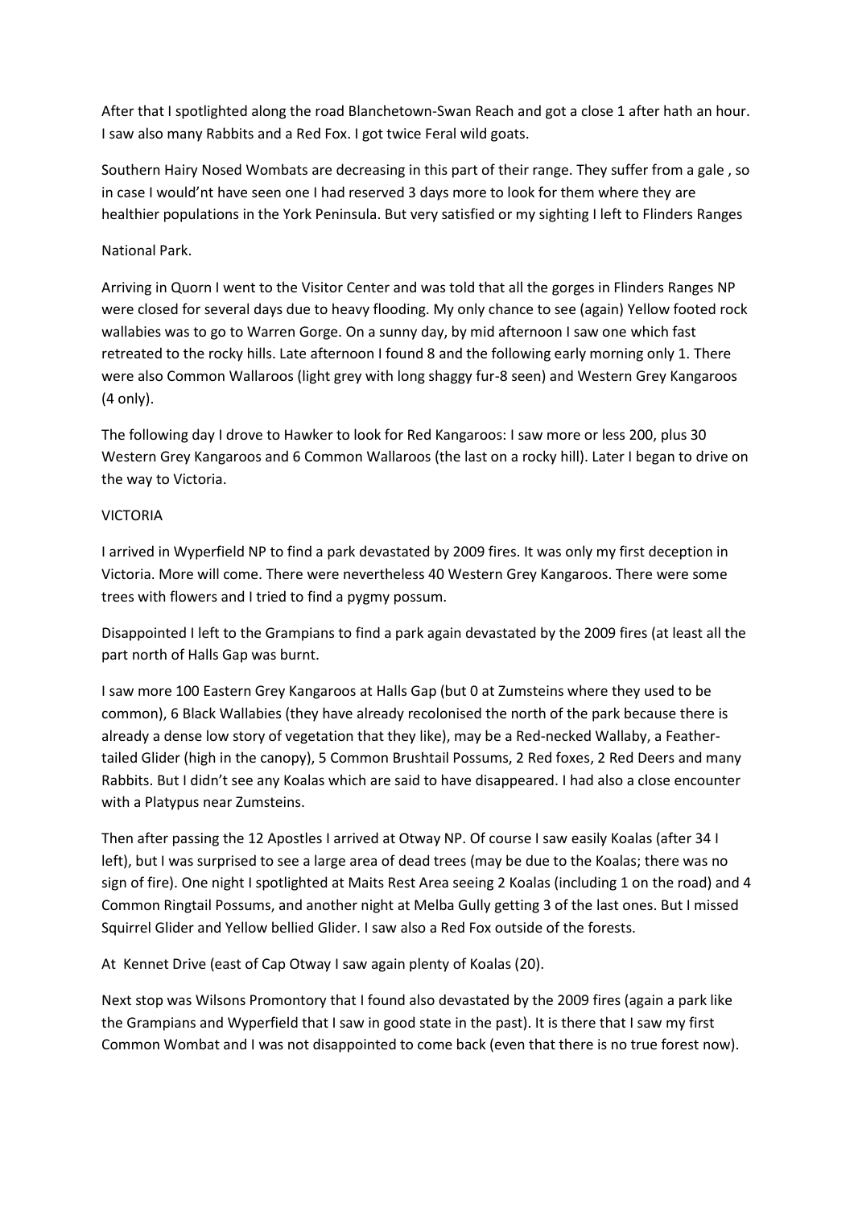After that I spotlighted along the road Blanchetown-Swan Reach and got a close 1 after hath an hour. I saw also many Rabbits and a Red Fox. I got twice Feral wild goats.

Southern Hairy Nosed Wombats are decreasing in this part of their range. They suffer from a gale , so in case I would'nt have seen one I had reserved 3 days more to look for them where they are healthier populations in the York Peninsula. But very satisfied or my sighting I left to Flinders Ranges

National Park.

Arriving in Quorn I went to the Visitor Center and was told that all the gorges in Flinders Ranges NP were closed for several days due to heavy flooding. My only chance to see (again) Yellow footed rock wallabies was to go to Warren Gorge. On a sunny day, by mid afternoon I saw one which fast retreated to the rocky hills. Late afternoon I found 8 and the following early morning only 1. There were also Common Wallaroos (light grey with long shaggy fur-8 seen) and Western Grey Kangaroos (4 only).

The following day I drove to Hawker to look for Red Kangaroos: I saw more or less 200, plus 30 Western Grey Kangaroos and 6 Common Wallaroos (the last on a rocky hill). Later I began to drive on the way to Victoria.

## VICTORIA

I arrived in Wyperfield NP to find a park devastated by 2009 fires. It was only my first deception in Victoria. More will come. There were nevertheless 40 Western Grey Kangaroos. There were some trees with flowers and I tried to find a pygmy possum.

Disappointed I left to the Grampians to find a park again devastated by the 2009 fires (at least all the part north of Halls Gap was burnt.

I saw more 100 Eastern Grey Kangaroos at Halls Gap (but 0 at Zumsteins where they used to be common), 6 Black Wallabies (they have already recolonised the north of the park because there is already a dense low story of vegetation that they like), may be a Red-necked Wallaby, a Feather-tailed Glider (high in the canopy), 5 Common Brushtail Possums, 2 Red foxes, 2 Red Deers and many Rabbits. But I didn't see any Koalas which are said to have disappeared. I had also a close encounter with a Platypus near Zumsteins.

Then after passing the 12 Apostles I arrived at Otway NP. Of course I saw easily Koalas (after 34 I left), but I was surprised to see a large area of dead trees (may be due to the Koalas; there was no sign of fire). One night I spotlighted at Maits Rest Area seeing 2 Koalas (including 1 on the road) and 4 Common Ringtail Possums, and another night at Melba Gully getting 3 of the last ones. But I missed Squirrel Glider and Yellow bellied Glider. I saw also a Red Fox outside of the forests.

At Kennet Drive (east of Cap Otway I saw again plenty of Koalas (20).

Next stop was Wilsons Promontory that I found also devastated by the 2009 fires (again a park like the Grampians and Wyperfield that I saw in good state in the past). It is there that I saw my first Common Wombat and I was not disappointed to come back (even that there is no true forest now).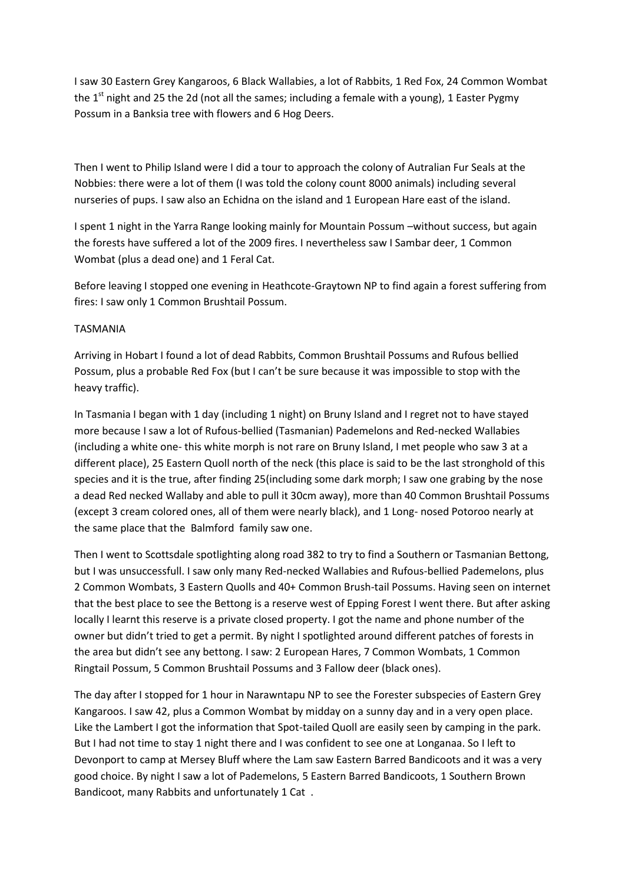I saw 30 Eastern Grey Kangaroos, 6 Black Wallabies, a lot of Rabbits, 1 Red Fox, 24 Common Wombat the 1st night and 25 the 2d (not all the sames; including a female with a young), 1 Easter Pygmy Possum in a Banksia tree with flowers and 6 Hog Deers.

Then I went to Philip Island were I did a tour to approach the colony of Autralian Fur Seals at the Nobbies: there were a lot of them (I was told the colony count 8000 animals) including several nurseries of pups. I saw also an Echidna on the island and 1 European Hare east of the island.

I spent 1 night in the Yarra Range looking mainly for Mountain Possum –without success, but again the forests have suffered a lot of the 2009 fires. I nevertheless saw I Sambar deer, 1 Common Wombat (plus a dead one) and 1 Feral Cat.

Before leaving I stopped one evening in Heathcote-Graytown NP to find again a forest suffering from fires: I saw only 1 Common Brushtail Possum.

TASMANIA

Arriving in Hobart I found a lot of dead Rabbits, Common Brushtail Possums and Rufous bellied Possum, plus a probable Red Fox (but I can't be sure because it was impossible to stop with the heavy traffic).

In Tasmania I began with 1 day (including 1 night) on Bruny Island and I regret not to have stayed more because I saw a lot of Rufous-bellied (Tasmanian) Pademelons and Red-necked Wallabies (including a white one- this white morph is not rare on Bruny Island, I met people who saw 3 at a different place), 25 Eastern Quoll north of the neck (this place is said to be the last stronghold of this species and it is the true, after finding 25(including some dark morph; I saw one grabing by the nose a dead Red necked Wallaby and able to pull it 30cm away), more than 40 Common Brushtail Possums (except 3 cream colored ones, all of them were nearly black), and 1 Long- nosed Potoroo nearly at the same place that the Balmford family saw one.

Then I went to Scottsdale spotlighting along road 382 to try to find a Southern or Tasmanian Bettong, but I was unsuccessfull. I saw only many Red-necked Wallabies and Rufous-bellied Pademelons, plus 2 Common Wombats, 3 Eastern Quolls and 40+ Common Brush-tail Possums. Having seen on internet that the best place to see the Bettong is a reserve west of Epping Forest I went there. But after asking locally I learnt this reserve is a private closed property. I got the name and phone number of the owner but didn't tried to get a permit. By night I spotlighted around different patches of forests in the area but didn't see any bettong. I saw: 2 European Hares, 7 Common Wombats, 1 Common Ringtail Possum, 5 Common Brushtail Possums and 3 Fallow deer (black ones).

The day after I stopped for 1 hour in Narawntapu NP to see the Forester subspecies of Eastern Grey Kangaroos. I saw 42, plus a Common Wombat by midday on a sunny day and in a very open place. Like the Lambert I got the information that Spot-tailed Quoll are easily seen by camping in the park. But I had not time to stay 1 night there and I was confident to see one at Longanaa. So I left to Devonport to camp at Mersey Bluff where the Lam saw Eastern Barred Bandicoots and it was a very good choice. By night I saw a lot of Pademelons, 5 Eastern Barred Bandicoots, 1 Southern Brown Bandicoot, many Rabbits and unfortunately 1 Cat .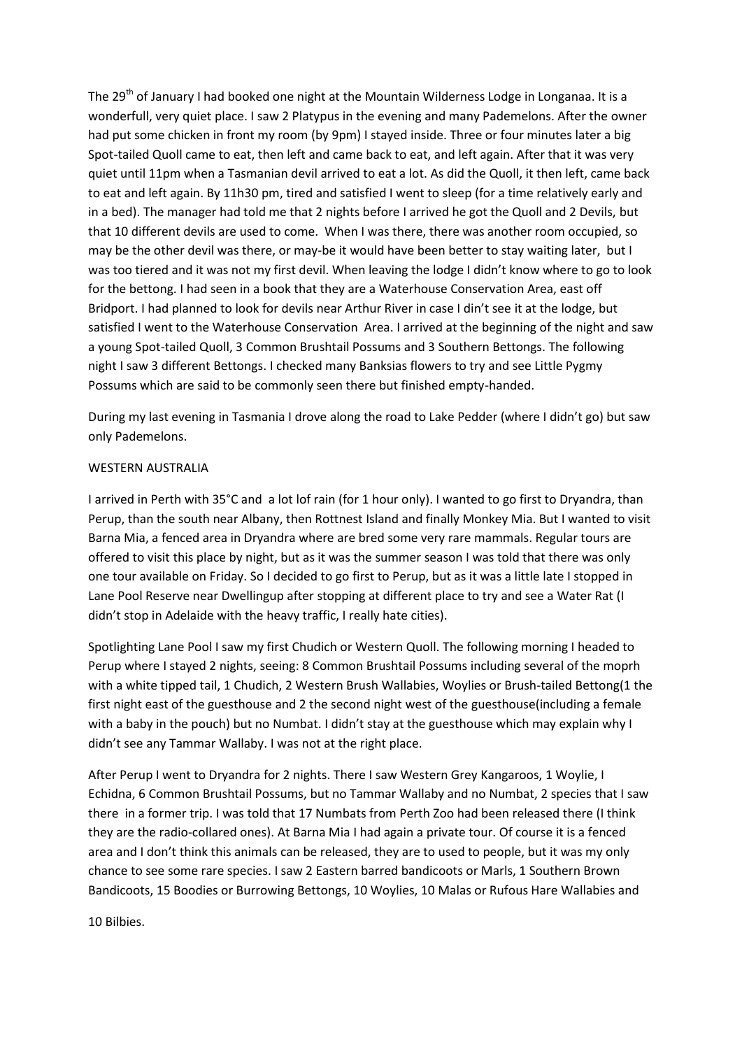The 29th of January I had booked one night at the Mountain Wilderness Lodge in Longanaa. It is a wonderfull, very quiet place. I saw 2 Platypus in the evening and many Pademelons. After the owner had put some chicken in front my room (by 9pm) I stayed inside. Three or four minutes later a big Spot-tailed Quoll came to eat, then left and came back to eat, and left again. After that it was very quiet until 11pm when a Tasmanian devil arrived to eat a lot. As did the Quoll, it then left, came back to eat and left again. By 11h30 pm, tired and satisfied I went to sleep (for a time relatively early and in a bed). The manager had told me that 2 nights before I arrived he got the Quoll and 2 Devils, but that 10 different devils are used to come. When I was there, there was another room occupied, so may be the other devil was there, or may-be it would have been better to stay waiting later, but I was too tiered and it was not my first devil. When leaving the lodge I didn't know where to go to look for the bettong. I had seen in a book that they are a Waterhouse Conservation Area, east off Bridport. I had planned to look for devils near Arthur River in case I din't see it at the lodge, but satisfied I went to the Waterhouse Conservation Area. I arrived at the beginning of the night and saw a young Spot-tailed Quoll, 3 Common Brushtail Possums and 3 Southern Bettongs. The following night I saw 3 different Bettongs. I checked many Banksias flowers to try and see Little Pygmy Possums which are said to be commonly seen there but finished empty-handed.

During my last evening in Tasmania I drove along the road to Lake Pedder (where I didn't go) but saw only Pademelons.

WESTERN AUSTRALIA

I arrived in Perth with 35°C and a lot lof rain (for 1 hour only). I wanted to go first to Dryandra, than Perup, than the south near Albany, then Rottnest Island and finally Monkey Mia. But I wanted to visit Barna Mia, a fenced area in Dryandra where are bred some very rare mammals. Regular tours are offered to visit this place by night, but as it was the summer season I was told that there was only one tour available on Friday. So I decided to go first to Perup, but as it was a little late I stopped in Lane Pool Reserve near Dwellingup after stopping at different place to try and see a Water Rat (I didn't stop in Adelaide with the heavy traffic, I really hate cities).

Spotlighting Lane Pool I saw my first Chudich or Western Quoll. The following morning I headed to Perup where I stayed 2 nights, seeing: 8 Common Brushtail Possums including several of the moprh with a white tipped tail, 1 Chudich, 2 Western Brush Wallabies, Woylies or Brush-tailed Bettong(1 the first night east of the guesthouse and 2 the second night west of the guesthouse(including a female with a baby in the pouch) but no Numbat. I didn't stay at the guesthouse which may explain why I didn't see any Tammar Wallaby. I was not at the right place.

After Perup I went to Dryandra for 2 nights. There I saw Western Grey Kangaroos, 1 Woylie, I Echidna, 6 Common Brushtail Possums, but no Tammar Wallaby and no Numbat, 2 species that I saw there in a former trip. I was told that 17 Numbats from Perth Zoo had been released there (I think they are the radio-collared ones). At Barna Mia I had again a private tour. Of course it is a fenced area and I don't think this animals can be released, they are to used to people, but it was my only chance to see some rare species. I saw 2 Eastern barred bandicoots or Marls, 1 Southern Brown Bandicoots, 15 Boodies or Burrowing Bettongs, 10 Woylies, 10 Malas or Rufous Hare Wallabies and 10 Bilbies.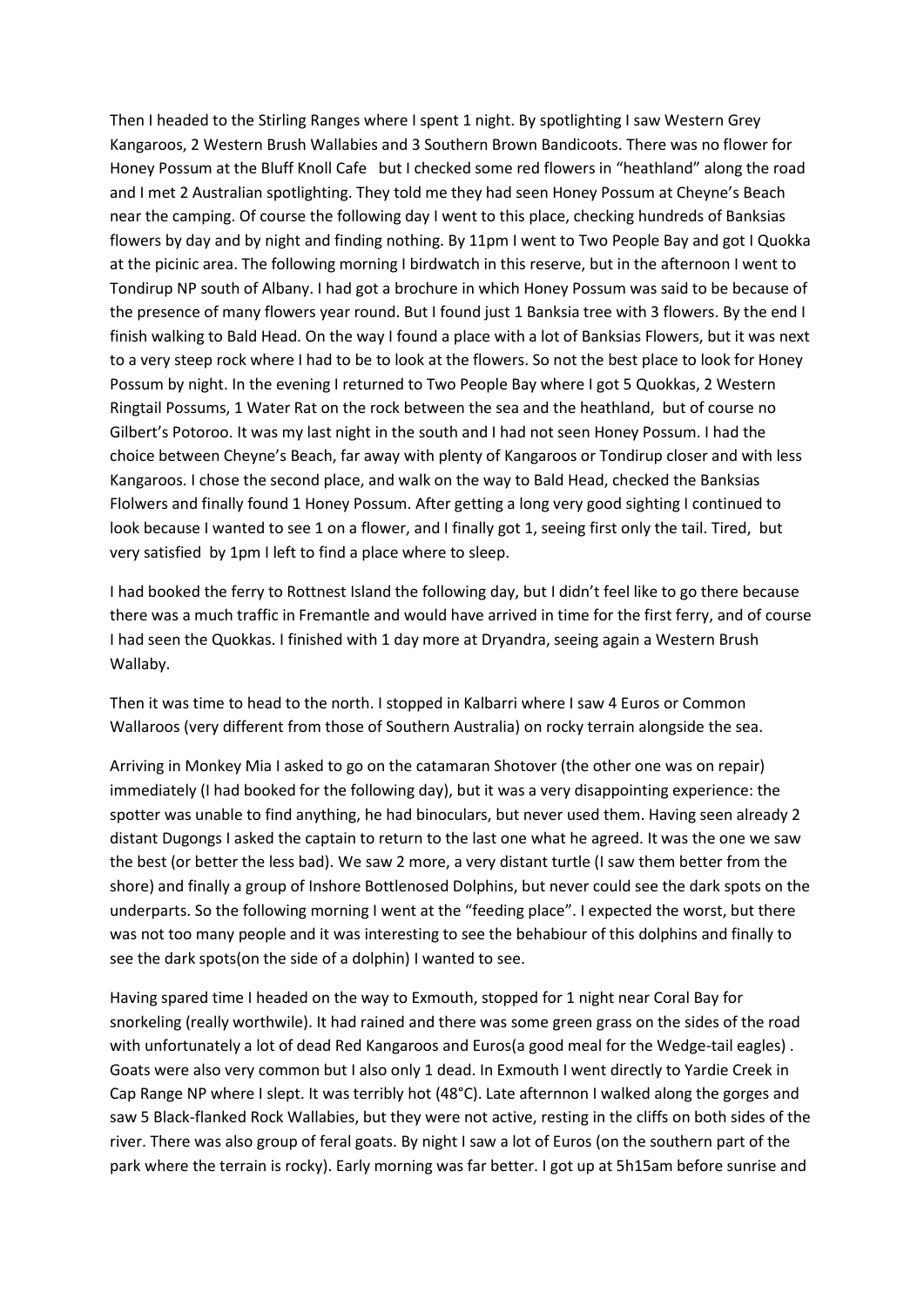Then I headed to the Stirling Ranges where I spent 1 night. By spotlighting I saw Western Grey Kangaroos, 2 Western Brush Wallabies and 3 Southern Brown Bandicoots. There was no flower for Honey Possum at the Bluff Knoll Cafe but I checked some red flowers in "heathland" along the road and I met 2 Australian spotlighting. They told me they had seen Honey Possum at Cheyne's Beach near the camping. Of course the following day I went to this place, checking hundreds of Banksias flowers by day and by night and finding nothing. By 11pm I went to Two People Bay and got I Quokka at the picinic area. The following morning I birdwatch in this reserve, but in the afternoon I went to Tondirup NP south of Albany. I had got a brochure in which Honey Possum was said to be because of the presence of many flowers year round. But I found just 1 Banksia tree with 3 flowers. By the end I finish walking to Bald Head. On the way I found a place with a lot of Banksias Flowers, but it was next to a very steep rock where I had to be to look at the flowers. So not the best place to look for Honey Possum by night. In the evening I returned to Two People Bay where I got 5 Quokkas, 2 Western Ringtail Possums, 1 Water Rat on the rock between the sea and the heathland, but of course no Gilbert's Potoroo. It was my last night in the south and I had not seen Honey Possum. I had the choice between Cheyne's Beach, far away with plenty of Kangaroos or Tondirup closer and with less Kangaroos. I chose the second place, and walk on the way to Bald Head, checked the Banksias Flolwers and finally found 1 Honey Possum. After getting a long very good sighting I continued to look because I wanted to see 1 on a flower, and I finally got 1, seeing first only the tail. Tired, but very satisfied by 1pm I left to find a place where to sleep.

I had booked the ferry to Rottnest Island the following day, but I didn't feel like to go there because there was a much traffic in Fremantle and would have arrived in time for the first ferry, and of course I had seen the Quokkas. I finished with 1 day more at Dryandra, seeing again a Western Brush Wallaby.

Then it was time to head to the north. I stopped in Kalbarri where I saw 4 Euros or Common Wallaroos (very different from those of Southern Australia) on rocky terrain alongside the sea.

Arriving in Monkey Mia I asked to go on the catamaran Shotover (the other one was on repair) immediately (I had booked for the following day), but it was a very disappointing experience: the spotter was unable to find anything, he had binoculars, but never used them. Having seen already 2 distant Dugongs I asked the captain to return to the last one what he agreed. It was the one we saw the best (or better the less bad). We saw 2 more, a very distant turtle (I saw them better from the shore) and finally a group of Inshore Bottlenosed Dolphins, but never could see the dark spots on the underparts. So the following morning I went at the "feeding place". I expected the worst, but there was not too many people and it was interesting to see the behabiour of this dolphins and finally to see the dark spots(on the side of a dolphin) I wanted to see.

Having spared time I headed on the way to Exmouth, stopped for 1 night near Coral Bay for snorkeling (really worthwile). It had rained and there was some green grass on the sides of the road with unfortunately a lot of dead Red Kangaroos and Euros(a good meal for the Wedge-tail eagles) . Goats were also very common but I also only 1 dead. In Exmouth I went directly to Yardie Creek in Cap Range NP where I slept. It was terribly hot (48°C). Late afternnon I walked along the gorges and saw 5 Black-flanked Rock Wallabies, but they were not active, resting in the cliffs on both sides of the river. There was also group of feral goats. By night I saw a lot of Euros (on the southern part of the park where the terrain is rocky). Early morning was far better. I got up at 5h15am before sunrise and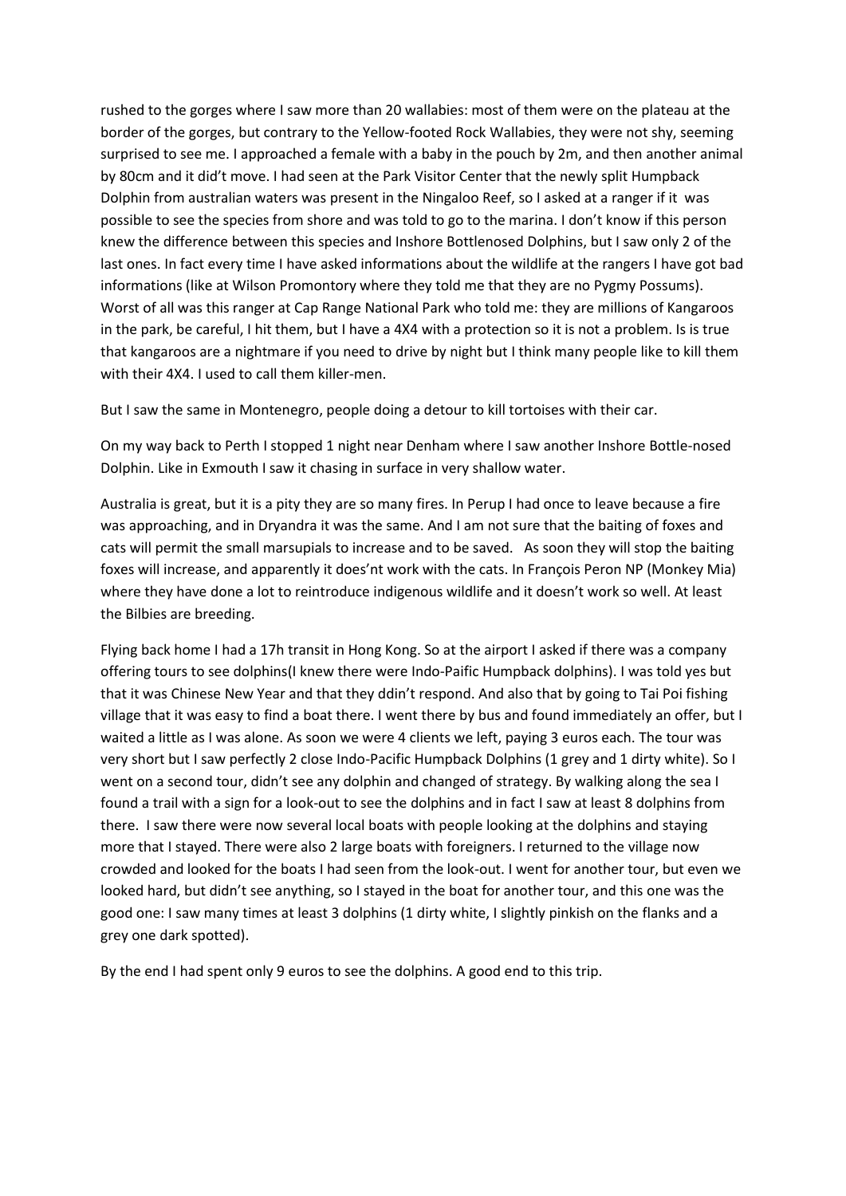rushed to the gorges where I saw more than 20 wallabies: most of them were on the plateau at the border of the gorges, but contrary to the Yellow-footed Rock Wallabies, they were not shy, seeming surprised to see me. I approached a female with a baby in the pouch by 2m, and then another animal by 80cm and it did't move. I had seen at the Park Visitor Center that the newly split Humpback Dolphin from australian waters was present in the Ningaloo Reef, so I asked at a ranger if it was possible to see the species from shore and was told to go to the marina. I don't know if this person knew the difference between this species and Inshore Bottlenosed Dolphins, but I saw only 2 of the last ones. In fact every time I have asked informations about the wildlife at the rangers I have got bad informations (like at Wilson Promontory where they told me that they are no Pygmy Possums). Worst of all was this ranger at Cap Range National Park who told me: they are millions of Kangaroos in the park, be careful, I hit them, but I have a 4X4 with a protection so it is not a problem. Is is true that kangaroos are a nightmare if you need to drive by night but I think many people like to kill them with their 4X4. I used to call them killer-men.

But I saw the same in Montenegro, people doing a detour to kill tortoises with their car.

On my way back to Perth I stopped 1 night near Denham where I saw another Inshore Bottle-nosed Dolphin. Like in Exmouth I saw it chasing in surface in very shallow water.

Australia is great, but it is a pity they are so many fires. In Perup I had once to leave because a fire was approaching, and in Dryandra it was the same. And I am not sure that the baiting of foxes and cats will permit the small marsupials to increase and to be saved. As soon they will stop the baiting foxes will increase, and apparently it does'nt work with the cats. In François Peron NP (Monkey Mia) where they have done a lot to reintroduce indigenous wildlife and it doesn't work so well. At least the Bilbies are breeding.

Flying back home I had a 17h transit in Hong Kong. So at the airport I asked if there was a company offering tours to see dolphins(I knew there were Indo-Paific Humpback dolphins). I was told yes but that it was Chinese New Year and that they ddin't respond. And also that by going to Tai Poi fishing village that it was easy to find a boat there. I went there by bus and found immediately an offer, but I waited a little as I was alone. As soon we were 4 clients we left, paying 3 euros each. The tour was very short but I saw perfectly 2 close Indo-Pacific Humpback Dolphins (1 grey and 1 dirty white). So I went on a second tour, didn't see any dolphin and changed of strategy. By walking along the sea I found a trail with a sign for a look-out to see the dolphins and in fact I saw at least 8 dolphins from there. I saw there were now several local boats with people looking at the dolphins and staying more that I stayed. There were also 2 large boats with foreigners. I returned to the village now crowded and looked for the boats I had seen from the look-out. I went for another tour, but even we looked hard, but didn't see anything, so I stayed in the boat for another tour, and this one was the good one: I saw many times at least 3 dolphins (1 dirty white, I slightly pinkish on the flanks and a grey one dark spotted).

By the end I had spent only 9 euros to see the dolphins. A good end to this trip.